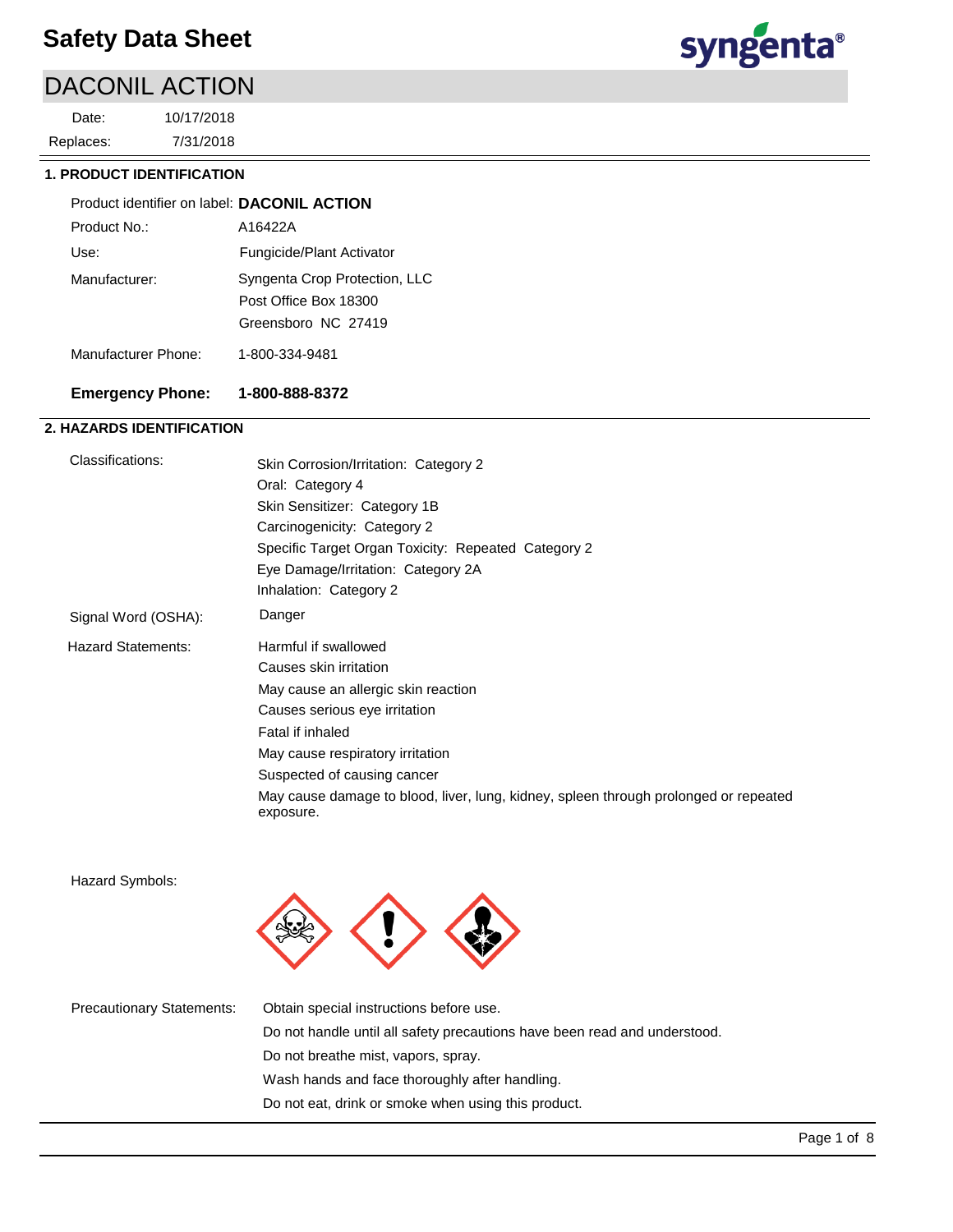# Safety Data Sheet

## DACONIL ACTION

Date: 10/17/2018

Replaces: 7/31/2018

### 1. PRODUCT IDENTIFICATION

Product identifier on label: **DACONIL ACTION**

Product No.: A16422A

Use: Fungicide/Plant Activator

Manufacturer: Syngenta Crop Protection, LLC
Post Office Box 18300
Greensboro NC 27419

Manufacturer Phone: 1-800-334-9481

**Emergency Phone: 1-800-888-8372**

### 2. HAZARDS IDENTIFICATION

Classifications:
- Skin Corrosion/Irritation: Category 2
- Oral: Category 4
- Skin Sensitizer: Category 1B
- Carcinogenicity: Category 2
- Specific Target Organ Toxicity: Repeated Category 2
- Eye Damage/Irritation: Category 2A
- Inhalation: Category 2

Signal Word (OSHA): Danger

Hazard Statements:
- Harmful if swallowed
- Causes skin irritation
- May cause an allergic skin reaction
- Causes serious eye irritation
- Fatal if inhaled
- May cause respiratory irritation
- Suspected of causing cancer
- May cause damage to blood, liver, lung, kidney, spleen through prolonged or repeated exposure.

Hazard Symbols:

Precautionary Statements:
- Obtain special instructions before use.
- Do not handle until all safety precautions have been read and understood.
- Do not breathe mist, vapors, spray.
- Wash hands and face thoroughly after handling.
- Do not eat, drink or smoke when using this product.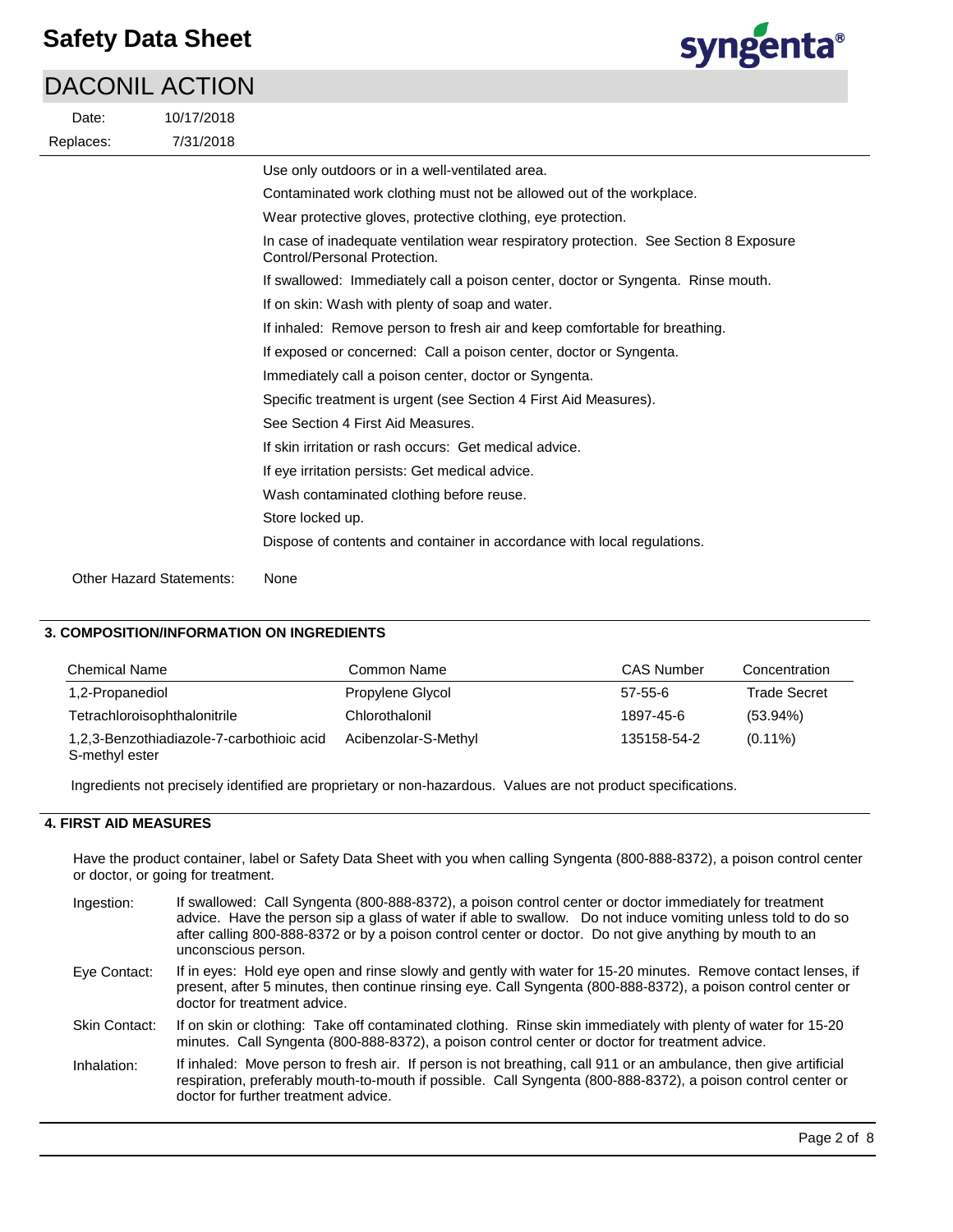Use only outdoors or in a well-ventilated area.

Contaminated work clothing must not be allowed out of the workplace.

Wear protective gloves, protective clothing, eye protection.

In case of inadequate ventilation wear respiratory protection. See Section 8 Exposure Control/Personal Protection.

If swallowed: Immediately call a poison center, doctor or Syngenta. Rinse mouth.

If on skin: Wash with plenty of soap and water.

If inhaled: Remove person to fresh air and keep comfortable for breathing.

If exposed or concerned: Call a poison center, doctor or Syngenta.

Immediately call a poison center, doctor or Syngenta.

Specific treatment is urgent (see Section 4 First Aid Measures).

See Section 4 First Aid Measures.

If skin irritation or rash occurs: Get medical advice.

If eye irritation persists: Get medical advice.

Wash contaminated clothing before reuse.

Store locked up.

Dispose of contents and container in accordance with local regulations.

Other Hazard Statements: None

## 3. COMPOSITION/INFORMATION ON INGREDIENTS

| Chemical Name | Common Name | CAS Number | Concentration |
|---|---|---|---|
| 1,2-Propanediol | Propylene Glycol | 57-55-6 | Trade Secret |
| Tetrachloroisophthalonitrile | Chlorothalonil | 1897-45-6 | (53.94%) |
| 1,2,3-Benzothiadiazole-7-carbothioic acid S-methyl ester | Acibenzolar-S-Methyl | 135158-54-2 | (0.11%) |

Ingredients not precisely identified are proprietary or non-hazardous. Values are not product specifications.

## 4. FIRST AID MEASURES

Have the product container, label or Safety Data Sheet with you when calling Syngenta (800-888-8372), a poison control center or doctor, or going for treatment.

**Ingestion:** If swallowed: Call Syngenta (800-888-8372), a poison control center or doctor immediately for treatment advice. Have the person sip a glass of water if able to swallow. Do not induce vomiting unless told to do so after calling 800-888-8372 or by a poison control center or doctor. Do not give anything by mouth to an unconscious person.

**Eye Contact:** If in eyes: Hold eye open and rinse slowly and gently with water for 15-20 minutes. Remove contact lenses, if present, after 5 minutes, then continue rinsing eye. Call Syngenta (800-888-8372), a poison control center or doctor for treatment advice.

**Skin Contact:** If on skin or clothing: Take off contaminated clothing. Rinse skin immediately with plenty of water for 15-20 minutes. Call Syngenta (800-888-8372), a poison control center or doctor for treatment advice.

**Inhalation:** If inhaled: Move person to fresh air. If person is not breathing, call 911 or an ambulance, then give artificial respiration, preferably mouth-to-mouth if possible. Call Syngenta (800-888-8372), a poison control center or doctor for further treatment advice.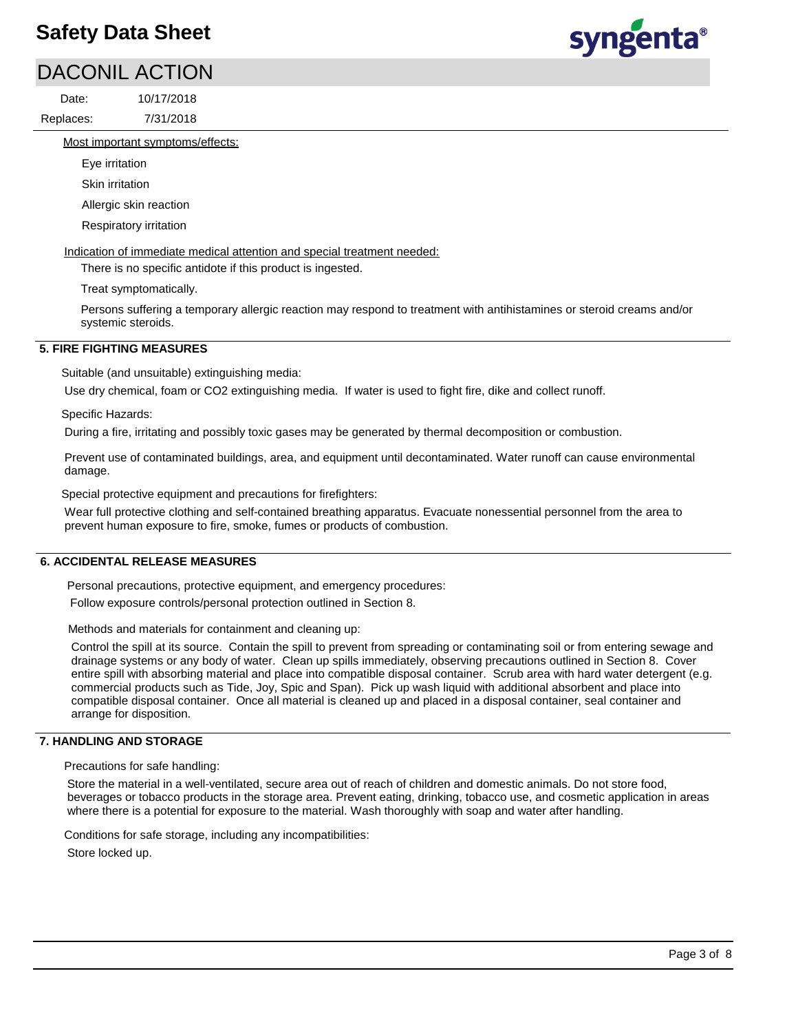Most important symptoms/effects:

Eye irritation

Skin irritation

Allergic skin reaction

Respiratory irritation

Indication of immediate medical attention and special treatment needed:

There is no specific antidote if this product is ingested.

Treat symptomatically.

Persons suffering a temporary allergic reaction may respond to treatment with antihistamines or steroid creams and/or systemic steroids.

## 5. FIRE FIGHTING MEASURES

Suitable (and unsuitable) extinguishing media:

Use dry chemical, foam or CO2 extinguishing media. If water is used to fight fire, dike and collect runoff.

Specific Hazards:

During a fire, irritating and possibly toxic gases may be generated by thermal decomposition or combustion.

Prevent use of contaminated buildings, area, and equipment until decontaminated. Water runoff can cause environmental damage.

Special protective equipment and precautions for firefighters:

Wear full protective clothing and self-contained breathing apparatus. Evacuate nonessential personnel from the area to prevent human exposure to fire, smoke, fumes or products of combustion.

## 6. ACCIDENTAL RELEASE MEASURES

Personal precautions, protective equipment, and emergency procedures:

Follow exposure controls/personal protection outlined in Section 8.

Methods and materials for containment and cleaning up:

Control the spill at its source. Contain the spill to prevent from spreading or contaminating soil or from entering sewage and drainage systems or any body of water. Clean up spills immediately, observing precautions outlined in Section 8. Cover entire spill with absorbing material and place into compatible disposal container. Scrub area with hard water detergent (e.g. commercial products such as Tide, Joy, Spic and Span). Pick up wash liquid with additional absorbent and place into compatible disposal container. Once all material is cleaned up and placed in a disposal container, seal container and arrange for disposition.

## 7. HANDLING AND STORAGE

Precautions for safe handling:

Store the material in a well-ventilated, secure area out of reach of children and domestic animals. Do not store food, beverages or tobacco products in the storage area. Prevent eating, drinking, tobacco use, and cosmetic application in areas where there is a potential for exposure to the material. Wash thoroughly with soap and water after handling.

Conditions for safe storage, including any incompatibilities:

Store locked up.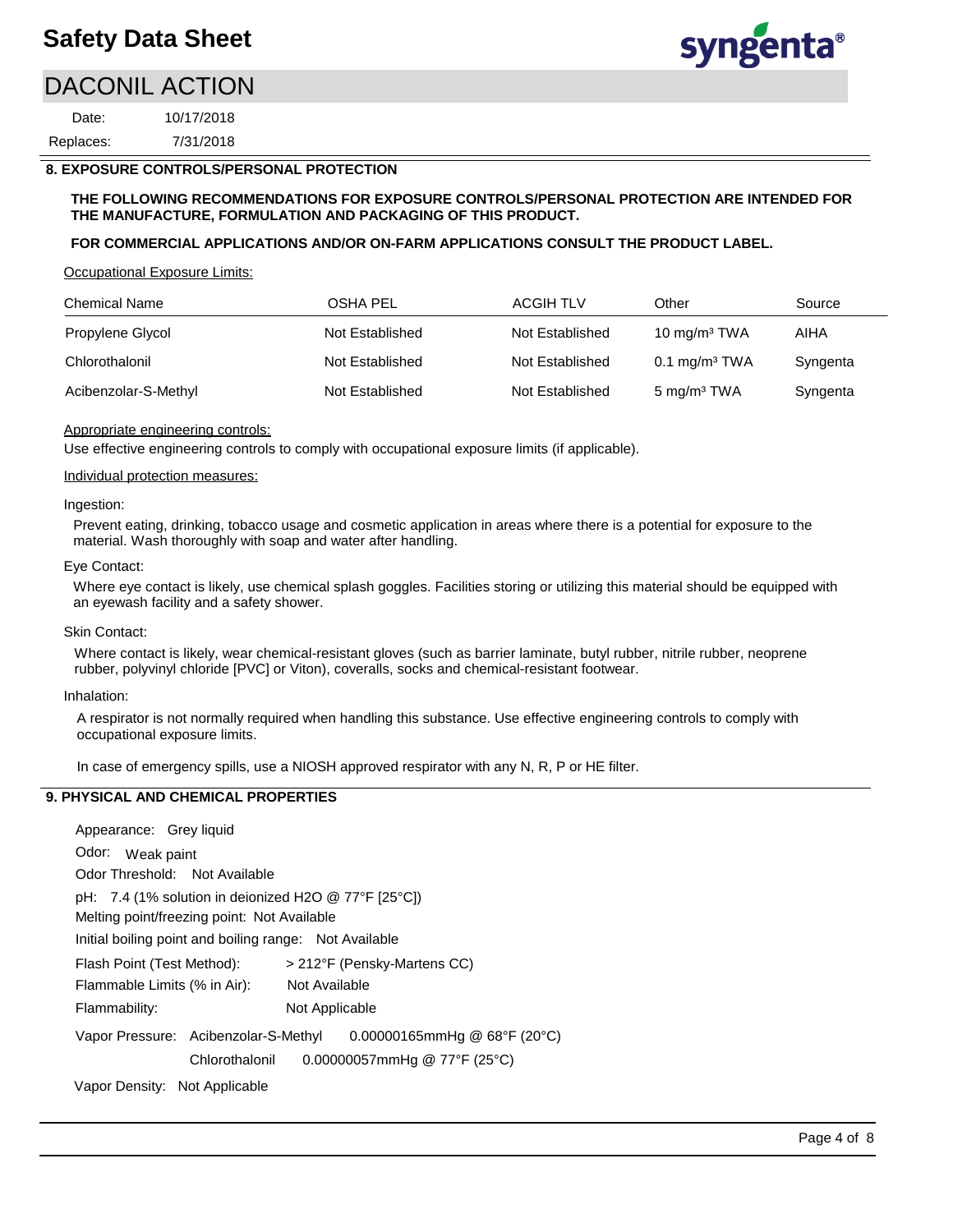## 8. EXPOSURE CONTROLS/PERSONAL PROTECTION

**THE FOLLOWING RECOMMENDATIONS FOR EXPOSURE CONTROLS/PERSONAL PROTECTION ARE INTENDED FOR THE MANUFACTURE, FORMULATION AND PACKAGING OF THIS PRODUCT.**

**FOR COMMERCIAL APPLICATIONS AND/OR ON-FARM APPLICATIONS CONSULT THE PRODUCT LABEL.**

Occupational Exposure Limits:

| Chemical Name | OSHA PEL | ACGIH TLV | Other | Source |
|---|---|---|---|---|
| Propylene Glycol | Not Established | Not Established | 10 mg/m³ TWA | AIHA |
| Chlorothalonil | Not Established | Not Established | 0.1 mg/m³ TWA | Syngenta |
| Acibenzolar-S-Methyl | Not Established | Not Established | 5 mg/m³ TWA | Syngenta |

Appropriate engineering controls:

Use effective engineering controls to comply with occupational exposure limits (if applicable).

Individual protection measures:

Ingestion:

Prevent eating, drinking, tobacco usage and cosmetic application in areas where there is a potential for exposure to the material. Wash thoroughly with soap and water after handling.

Eye Contact:

Where eye contact is likely, use chemical splash goggles. Facilities storing or utilizing this material should be equipped with an eyewash facility and a safety shower.

Skin Contact:

Where contact is likely, wear chemical-resistant gloves (such as barrier laminate, butyl rubber, nitrile rubber, neoprene rubber, polyvinyl chloride [PVC] or Viton), coveralls, socks and chemical-resistant footwear.

Inhalation:

A respirator is not normally required when handling this substance. Use effective engineering controls to comply with occupational exposure limits.

In case of emergency spills, use a NIOSH approved respirator with any N, R, P or HE filter.

## 9. PHYSICAL AND CHEMICAL PROPERTIES

Appearance: Grey liquid

Odor: Weak paint

Odor Threshold: Not Available

pH: 7.4 (1% solution in deionized H2O @ 77°F [25°C])

Melting point/freezing point: Not Available

Initial boiling point and boiling range: Not Available

Flash Point (Test Method): > 212°F (Pensky-Martens CC)

Flammable Limits (% in Air): Not Available

Flammability: Not Applicable

Vapor Pressure: Acibenzolar-S-Methyl 0.00000165mmHg @ 68°F (20°C)

Chlorothalonil 0.00000057mmHg @ 77°F (25°C)

Vapor Density: Not Applicable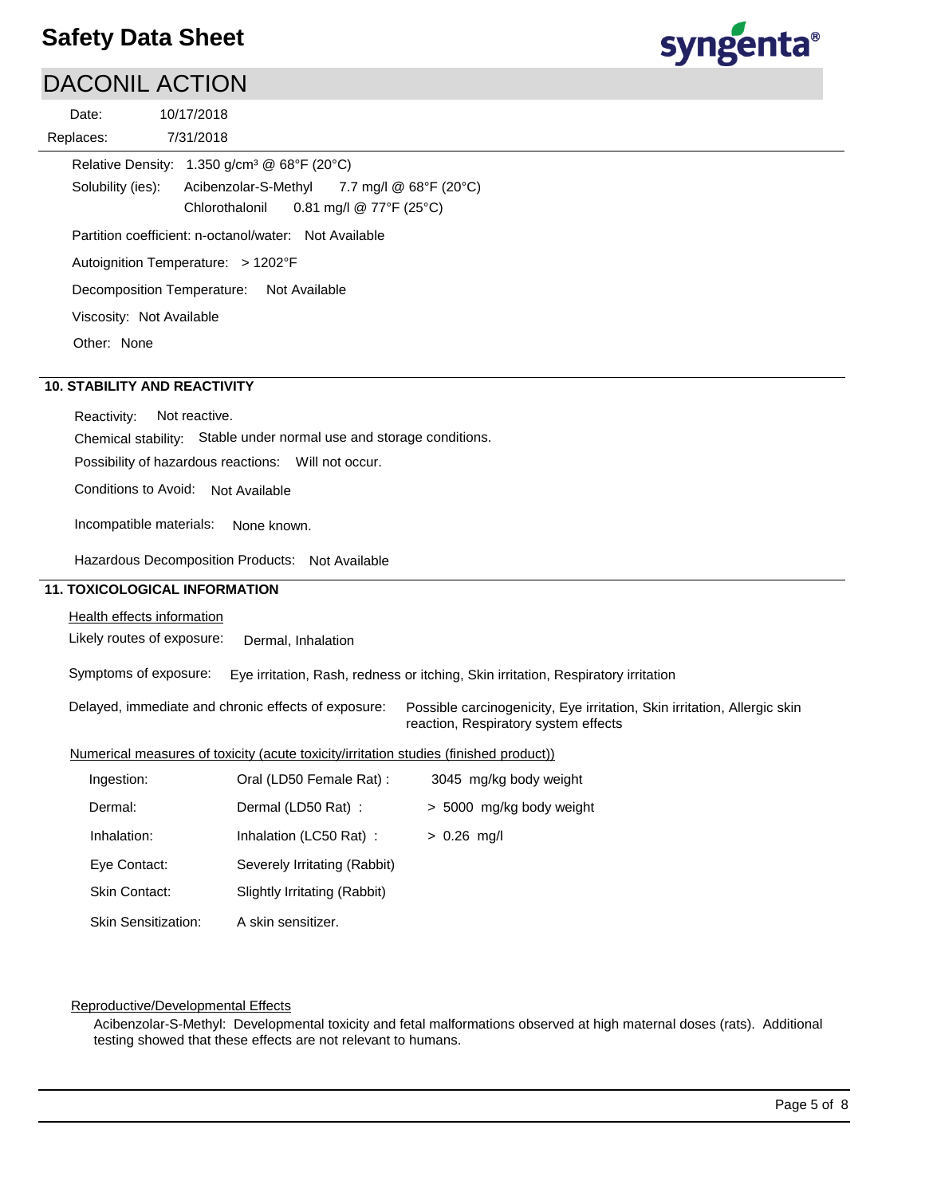Relative Density: 1.350 g/cm³ @ 68°F (20°C)

Solubility (ies): Acibenzolar-S-Methyl 7.7 mg/l @ 68°F (20°C)
Chlorothalonil 0.81 mg/l @ 77°F (25°C)

Partition coefficient: n-octanol/water: Not Available

Autoignition Temperature: > 1202°F

Decomposition Temperature: Not Available

Viscosity: Not Available

Other: None

## 10. STABILITY AND REACTIVITY

Reactivity: Not reactive.

Chemical stability: Stable under normal use and storage conditions.

Possibility of hazardous reactions: Will not occur.

Conditions to Avoid: Not Available

Incompatible materials: None known.

Hazardous Decomposition Products: Not Available

## 11. TOXICOLOGICAL INFORMATION

Health effects information

Likely routes of exposure: Dermal, Inhalation

Symptoms of exposure: Eye irritation, Rash, redness or itching, Skin irritation, Respiratory irritation

Delayed, immediate and chronic effects of exposure: Possible carcinogenicity, Eye irritation, Skin irritation, Allergic skin reaction, Respiratory system effects

Numerical measures of toxicity (acute toxicity/irritation studies (finished product))

| | | |
|---|---|---|
| Ingestion: | Oral (LD50 Female Rat) : | 3045 mg/kg body weight |
| Dermal: | Dermal (LD50 Rat) : | > 5000 mg/kg body weight |
| Inhalation: | Inhalation (LC50 Rat) : | > 0.26 mg/l |
| Eye Contact: | Severely Irritating (Rabbit) | |
| Skin Contact: | Slightly Irritating (Rabbit) | |
| Skin Sensitization: | A skin sensitizer. | |

Reproductive/Developmental Effects

Acibenzolar-S-Methyl: Developmental toxicity and fetal malformations observed at high maternal doses (rats). Additional testing showed that these effects are not relevant to humans.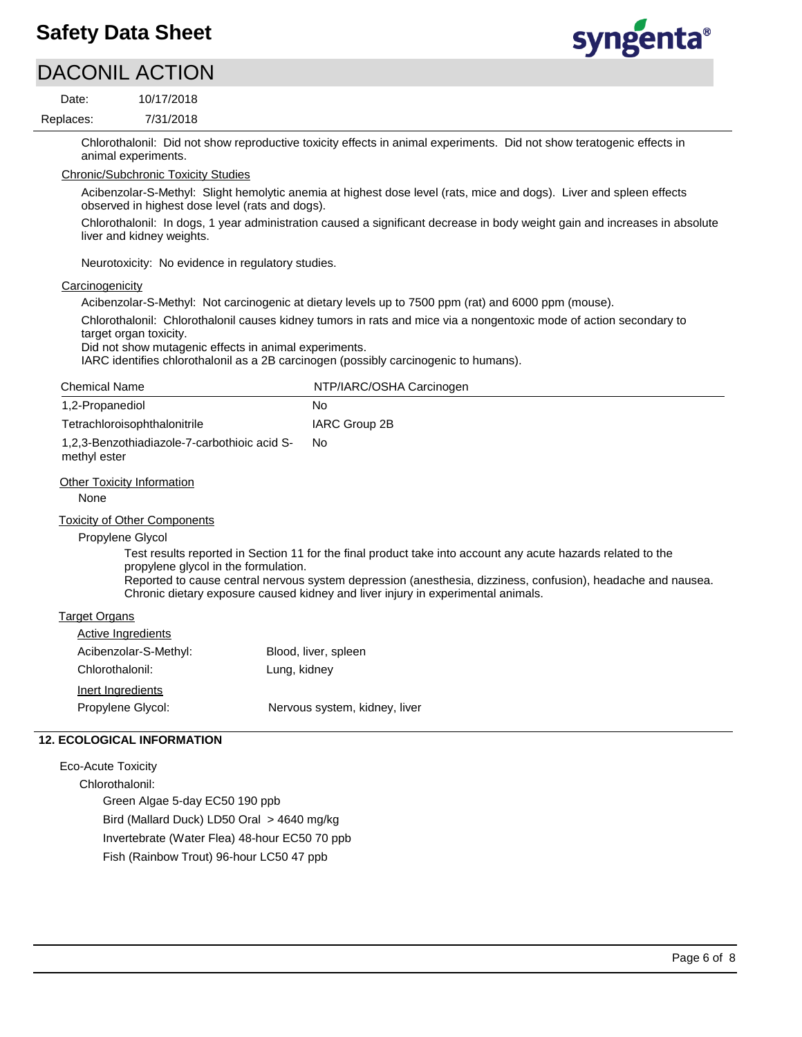Chlorothalonil: Did not show reproductive toxicity effects in animal experiments. Did not show teratogenic effects in animal experiments.

Chronic/Subchronic Toxicity Studies

Acibenzolar-S-Methyl: Slight hemolytic anemia at highest dose level (rats, mice and dogs). Liver and spleen effects observed in highest dose level (rats and dogs).

Chlorothalonil: In dogs, 1 year administration caused a significant decrease in body weight gain and increases in absolute liver and kidney weights.

Neurotoxicity: No evidence in regulatory studies.

Carcinogenicity

Acibenzolar-S-Methyl: Not carcinogenic at dietary levels up to 7500 ppm (rat) and 6000 ppm (mouse).

Chlorothalonil: Chlorothalonil causes kidney tumors in rats and mice via a nongentoxic mode of action secondary to target organ toxicity.
Did not show mutagenic effects in animal experiments.
IARC identifies chlorothalonil as a 2B carcinogen (possibly carcinogenic to humans).

| Chemical Name | NTP/IARC/OSHA Carcinogen |
|---|---|
| 1,2-Propanediol | No |
| Tetrachloroisophthalonitrile | IARC Group 2B |
| 1,2,3-Benzothiadiazole-7-carbothioic acid S-methyl ester | No |

Other Toxicity Information

None

Toxicity of Other Components

Propylene Glycol

Test results reported in Section 11 for the final product take into account any acute hazards related to the propylene glycol in the formulation.
Reported to cause central nervous system depression (anesthesia, dizziness, confusion), headache and nausea. Chronic dietary exposure caused kidney and liver injury in experimental animals.

Target Organs

Active Ingredients

| | |
|---|---|
| Acibenzolar-S-Methyl: | Blood, liver, spleen |
| Chlorothalonil: | Lung, kidney |

Inert Ingredients

| | |
|---|---|
| Propylene Glycol: | Nervous system, kidney, liver |

## 12. ECOLOGICAL INFORMATION

Eco-Acute Toxicity

Chlorothalonil:

Green Algae 5-day EC50 190 ppb

Bird (Mallard Duck) LD50 Oral > 4640 mg/kg

Invertebrate (Water Flea) 48-hour EC50 70 ppb

Fish (Rainbow Trout) 96-hour LC50 47 ppb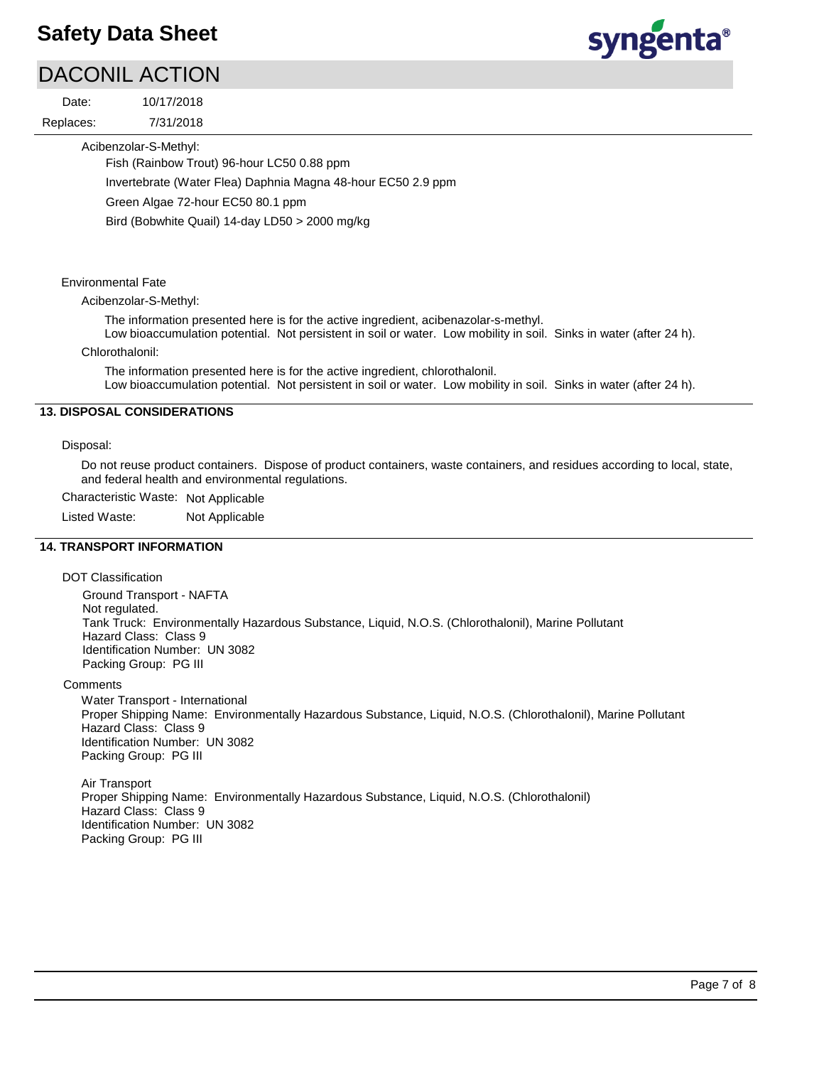Acibenzolar-S-Methyl:

Fish (Rainbow Trout) 96-hour LC50 0.88 ppm

Invertebrate (Water Flea) Daphnia Magna 48-hour EC50 2.9 ppm

Green Algae 72-hour EC50 80.1 ppm

Bird (Bobwhite Quail) 14-day LD50 > 2000 mg/kg

Environmental Fate

Acibenzolar-S-Methyl:

The information presented here is for the active ingredient, acibenazolar-s-methyl.
Low bioaccumulation potential. Not persistent in soil or water. Low mobility in soil. Sinks in water (after 24 h).

Chlorothalonil:

The information presented here is for the active ingredient, chlorothalonil.
Low bioaccumulation potential. Not persistent in soil or water. Low mobility in soil. Sinks in water (after 24 h).

## 13. DISPOSAL CONSIDERATIONS

Disposal:

Do not reuse product containers. Dispose of product containers, waste containers, and residues according to local, state, and federal health and environmental regulations.

Characteristic Waste: Not Applicable

Listed Waste: Not Applicable

## 14. TRANSPORT INFORMATION

DOT Classification

Ground Transport - NAFTA
Not regulated.
Tank Truck: Environmentally Hazardous Substance, Liquid, N.O.S. (Chlorothalonil), Marine Pollutant
Hazard Class: Class 9
Identification Number: UN 3082
Packing Group: PG III

Comments

Water Transport - International
Proper Shipping Name: Environmentally Hazardous Substance, Liquid, N.O.S. (Chlorothalonil), Marine Pollutant
Hazard Class: Class 9
Identification Number: UN 3082
Packing Group: PG III

Air Transport
Proper Shipping Name: Environmentally Hazardous Substance, Liquid, N.O.S. (Chlorothalonil)
Hazard Class: Class 9
Identification Number: UN 3082
Packing Group: PG III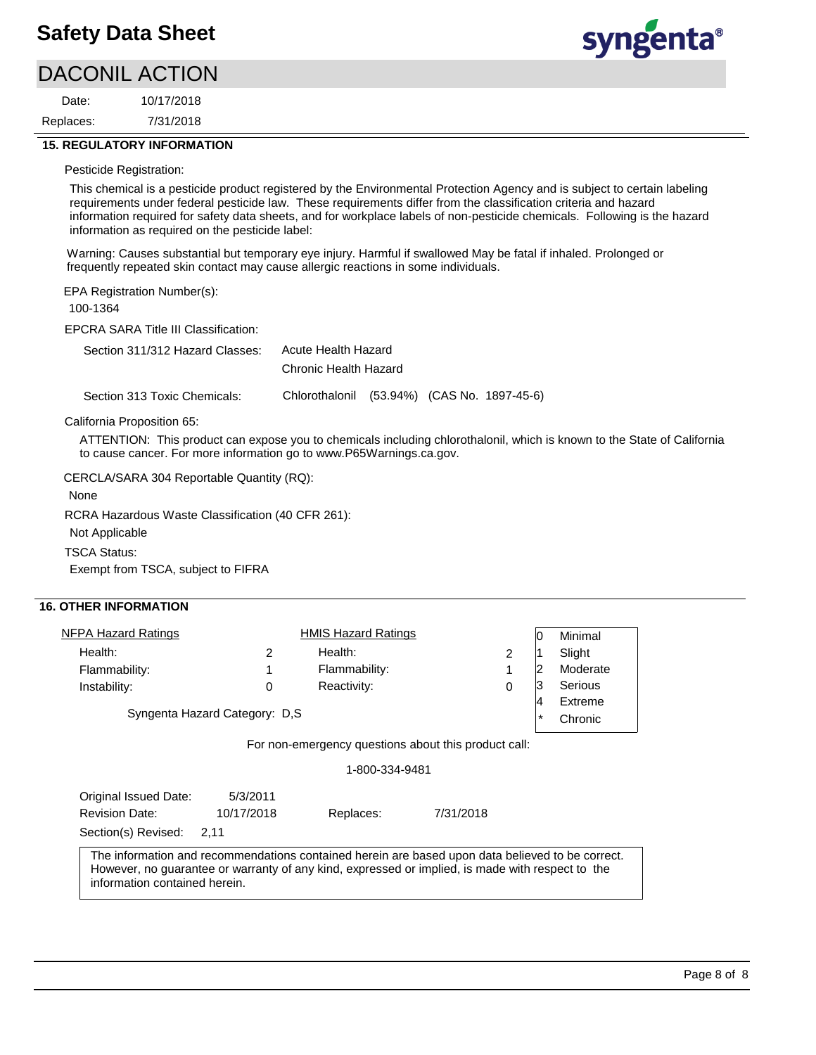# Safety Data Sheet

## DACONIL ACTION

Date: 10/17/2018
Replaces: 7/31/2018

### 15. REGULATORY INFORMATION

Pesticide Registration:

This chemical is a pesticide product registered by the Environmental Protection Agency and is subject to certain labeling requirements under federal pesticide law. These requirements differ from the classification criteria and hazard information required for safety data sheets, and for workplace labels of non-pesticide chemicals. Following is the hazard information as required on the pesticide label:

Warning: Causes substantial but temporary eye injury. Harmful if swallowed May be fatal if inhaled. Prolonged or frequently repeated skin contact may cause allergic reactions in some individuals.

EPA Registration Number(s):

100-1364

EPCRA SARA Title III Classification:

| | |
|---|---|
| Section 311/312 Hazard Classes: | Acute Health Hazard<br>Chronic Health Hazard |
| Section 313 Toxic Chemicals: | Chlorothalonil (53.94%) (CAS No. 1897-45-6) |

California Proposition 65:

ATTENTION: This product can expose you to chemicals including chlorothalonil, which is known to the State of California to cause cancer. For more information go to www.P65Warnings.ca.gov.

CERCLA/SARA 304 Reportable Quantity (RQ):

None

RCRA Hazardous Waste Classification (40 CFR 261):

Not Applicable

TSCA Status:

Exempt from TSCA, subject to FIFRA

### 16. OTHER INFORMATION

| NFPA Hazard Ratings | | HMIS Hazard Ratings | |
|---|---|---|---|
| Health: | 2 | Health: | 2 |
| Flammability: | 1 | Flammability: | 1 |
| Instability: | 0 | Reactivity: | 0 |

| | |
|---|---|
| 0 | Minimal |
| 1 | Slight |
| 2 | Moderate |
| 3 | Serious |
| 4 | Extreme |
| * | Chronic |

Syngenta Hazard Category: D,S

For non-emergency questions about this product call:

1-800-334-9481

Original Issued Date: 5/3/2011
Revision Date: 10/17/2018 Replaces: 7/31/2018
Section(s) Revised: 2,11

The information and recommendations contained herein are based upon data believed to be correct. However, no guarantee or warranty of any kind, expressed or implied, is made with respect to the information contained herein.